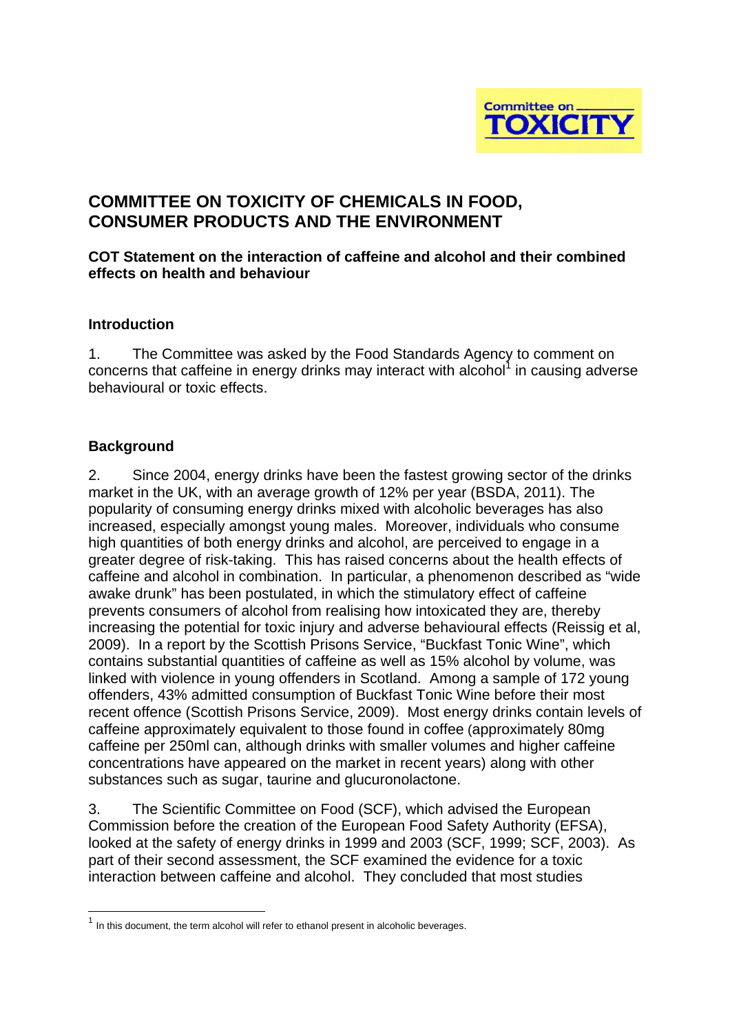# COMMITTEE ON TOXICITY OF CHEMICALS IN FOOD, CONSUMER PRODUCTS AND THE ENVIRONMENT

**COT Statement on the interaction of caffeine and alcohol and their combined effects on health and behaviour**

## Introduction

1. The Committee was asked by the Food Standards Agency to comment on concerns that caffeine in energy drinks may interact with alcohol[1] in causing adverse behavioural or toxic effects.

## Background

2. Since 2004, energy drinks have been the fastest growing sector of the drinks market in the UK, with an average growth of 12% per year (BSDA, 2011). The popularity of consuming energy drinks mixed with alcoholic beverages has also increased, especially amongst young males. Moreover, individuals who consume high quantities of both energy drinks and alcohol, are perceived to engage in a greater degree of risk-taking. This has raised concerns about the health effects of caffeine and alcohol in combination. In particular, a phenomenon described as "wide awake drunk" has been postulated, in which the stimulatory effect of caffeine prevents consumers of alcohol from realising how intoxicated they are, thereby increasing the potential for toxic injury and adverse behavioural effects (Reissig et al, 2009). In a report by the Scottish Prisons Service, "Buckfast Tonic Wine", which contains substantial quantities of caffeine as well as 15% alcohol by volume, was linked with violence in young offenders in Scotland. Among a sample of 172 young offenders, 43% admitted consumption of Buckfast Tonic Wine before their most recent offence (Scottish Prisons Service, 2009). Most energy drinks contain levels of caffeine approximately equivalent to those found in coffee (approximately 80mg caffeine per 250ml can, although drinks with smaller volumes and higher caffeine concentrations have appeared on the market in recent years) along with other substances such as sugar, taurine and glucuronolactone.

3. The Scientific Committee on Food (SCF), which advised the European Commission before the creation of the European Food Safety Authority (EFSA), looked at the safety of energy drinks in 1999 and 2003 (SCF, 1999; SCF, 2003). As part of their second assessment, the SCF examined the evidence for a toxic interaction between caffeine and alcohol. They concluded that most studies

[1] In this document, the term alcohol will refer to ethanol present in alcoholic beverages.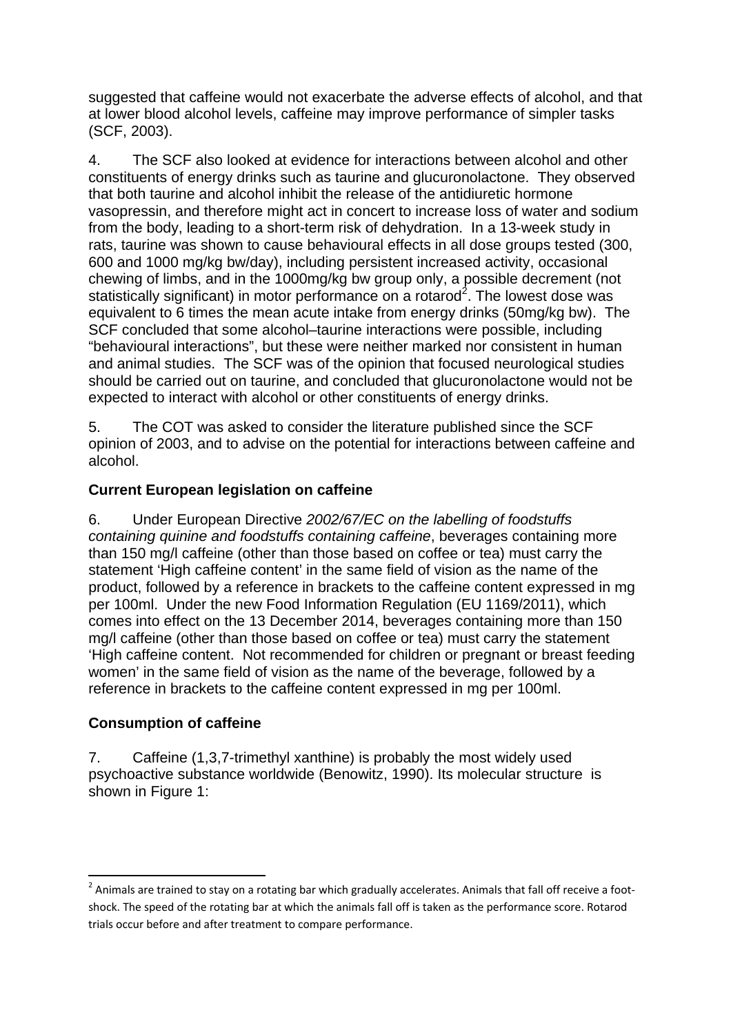suggested that caffeine would not exacerbate the adverse effects of alcohol, and that at lower blood alcohol levels, caffeine may improve performance of simpler tasks (SCF, 2003).

4. The SCF also looked at evidence for interactions between alcohol and other constituents of energy drinks such as taurine and glucuronolactone. They observed that both taurine and alcohol inhibit the release of the antidiuretic hormone vasopressin, and therefore might act in concert to increase loss of water and sodium from the body, leading to a short-term risk of dehydration. In a 13-week study in rats, taurine was shown to cause behavioural effects in all dose groups tested (300, 600 and 1000 mg/kg bw/day), including persistent increased activity, occasional chewing of limbs, and in the 1000mg/kg bw group only, a possible decrement (not statistically significant) in motor performance on a rotarod[2]. The lowest dose was equivalent to 6 times the mean acute intake from energy drinks (50mg/kg bw). The SCF concluded that some alcohol–taurine interactions were possible, including "behavioural interactions", but these were neither marked nor consistent in human and animal studies. The SCF was of the opinion that focused neurological studies should be carried out on taurine, and concluded that glucuronolactone would not be expected to interact with alcohol or other constituents of energy drinks.

5. The COT was asked to consider the literature published since the SCF opinion of 2003, and to advise on the potential for interactions between caffeine and alcohol.

### Current European legislation on caffeine

6. Under European Directive *2002/67/EC on the labelling of foodstuffs containing quinine and foodstuffs containing caffeine*, beverages containing more than 150 mg/l caffeine (other than those based on coffee or tea) must carry the statement 'High caffeine content' in the same field of vision as the name of the product, followed by a reference in brackets to the caffeine content expressed in mg per 100ml. Under the new Food Information Regulation (EU 1169/2011), which comes into effect on the 13 December 2014, beverages containing more than 150 mg/l caffeine (other than those based on coffee or tea) must carry the statement 'High caffeine content. Not recommended for children or pregnant or breast feeding women' in the same field of vision as the name of the beverage, followed by a reference in brackets to the caffeine content expressed in mg per 100ml.

### Consumption of caffeine

7. Caffeine (1,3,7-trimethyl xanthine) is probably the most widely used psychoactive substance worldwide (Benowitz, 1990). Its molecular structure is shown in Figure 1:

---

[2] Animals are trained to stay on a rotating bar which gradually accelerates. Animals that fall off receive a foot-shock. The speed of the rotating bar at which the animals fall off is taken as the performance score. Rotarod trials occur before and after treatment to compare performance.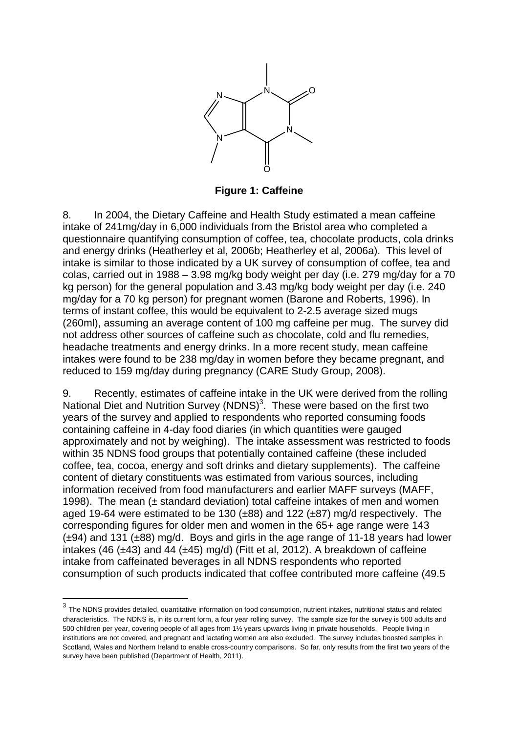**Figure 1: Caffeine**

8. In 2004, the Dietary Caffeine and Health Study estimated a mean caffeine intake of 241mg/day in 6,000 individuals from the Bristol area who completed a questionnaire quantifying consumption of coffee, tea, chocolate products, cola drinks and energy drinks (Heatherley et al, 2006b; Heatherley et al, 2006a). This level of intake is similar to those indicated by a UK survey of consumption of coffee, tea and colas, carried out in 1988 – 3.98 mg/kg body weight per day (i.e. 279 mg/day for a 70 kg person) for the general population and 3.43 mg/kg body weight per day (i.e. 240 mg/day for a 70 kg person) for pregnant women (Barone and Roberts, 1996). In terms of instant coffee, this would be equivalent to 2-2.5 average sized mugs (260ml), assuming an average content of 100 mg caffeine per mug. The survey did not address other sources of caffeine such as chocolate, cold and flu remedies, headache treatments and energy drinks. In a more recent study, mean caffeine intakes were found to be 238 mg/day in women before they became pregnant, and reduced to 159 mg/day during pregnancy (CARE Study Group, 2008).

9. Recently, estimates of caffeine intake in the UK were derived from the rolling National Diet and Nutrition Survey (NDNS)[3]. These were based on the first two years of the survey and applied to respondents who reported consuming foods containing caffeine in 4-day food diaries (in which quantities were gauged approximately and not by weighing). The intake assessment was restricted to foods within 35 NDNS food groups that potentially contained caffeine (these included coffee, tea, cocoa, energy and soft drinks and dietary supplements). The caffeine content of dietary constituents was estimated from various sources, including information received from food manufacturers and earlier MAFF surveys (MAFF, 1998). The mean (± standard deviation) total caffeine intakes of men and women aged 19-64 were estimated to be 130 (±88) and 122 (±87) mg/d respectively. The corresponding figures for older men and women in the 65+ age range were 143 (±94) and 131 (±88) mg/d. Boys and girls in the age range of 11-18 years had lower intakes (46 (±43) and 44 (±45) mg/d) (Fitt et al, 2012). A breakdown of caffeine intake from caffeinated beverages in all NDNS respondents who reported consumption of such products indicated that coffee contributed more caffeine (49.5

---

[3] The NDNS provides detailed, quantitative information on food consumption, nutrient intakes, nutritional status and related characteristics. The NDNS is, in its current form, a four year rolling survey. The sample size for the survey is 500 adults and 500 children per year, covering people of all ages from 1½ years upwards living in private households. People living in institutions are not covered, and pregnant and lactating women are also excluded. The survey includes boosted samples in Scotland, Wales and Northern Ireland to enable cross-country comparisons. So far, only results from the first two years of the survey have been published (Department of Health, 2011).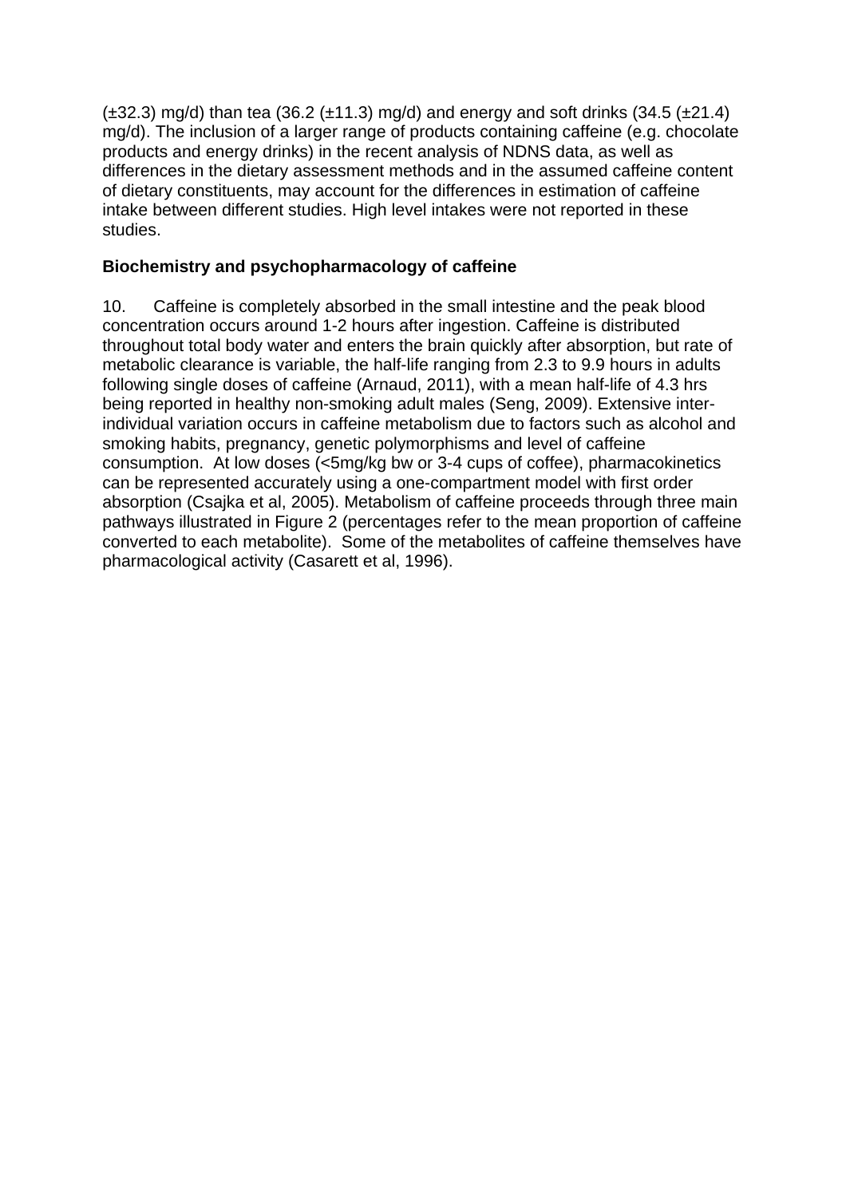(±32.3) mg/d) than tea (36.2 (±11.3) mg/d) and energy and soft drinks (34.5 (±21.4) mg/d). The inclusion of a larger range of products containing caffeine (e.g. chocolate products and energy drinks) in the recent analysis of NDNS data, as well as differences in the dietary assessment methods and in the assumed caffeine content of dietary constituents, may account for the differences in estimation of caffeine intake between different studies. High level intakes were not reported in these studies.

**Biochemistry and psychopharmacology of caffeine**

10. Caffeine is completely absorbed in the small intestine and the peak blood concentration occurs around 1-2 hours after ingestion. Caffeine is distributed throughout total body water and enters the brain quickly after absorption, but rate of metabolic clearance is variable, the half-life ranging from 2.3 to 9.9 hours in adults following single doses of caffeine (Arnaud, 2011), with a mean half-life of 4.3 hrs being reported in healthy non-smoking adult males (Seng, 2009). Extensive inter-individual variation occurs in caffeine metabolism due to factors such as alcohol and smoking habits, pregnancy, genetic polymorphisms and level of caffeine consumption. At low doses (<5mg/kg bw or 3-4 cups of coffee), pharmacokinetics can be represented accurately using a one-compartment model with first order absorption (Csajka et al, 2005). Metabolism of caffeine proceeds through three main pathways illustrated in Figure 2 (percentages refer to the mean proportion of caffeine converted to each metabolite). Some of the metabolites of caffeine themselves have pharmacological activity (Casarett et al, 1996).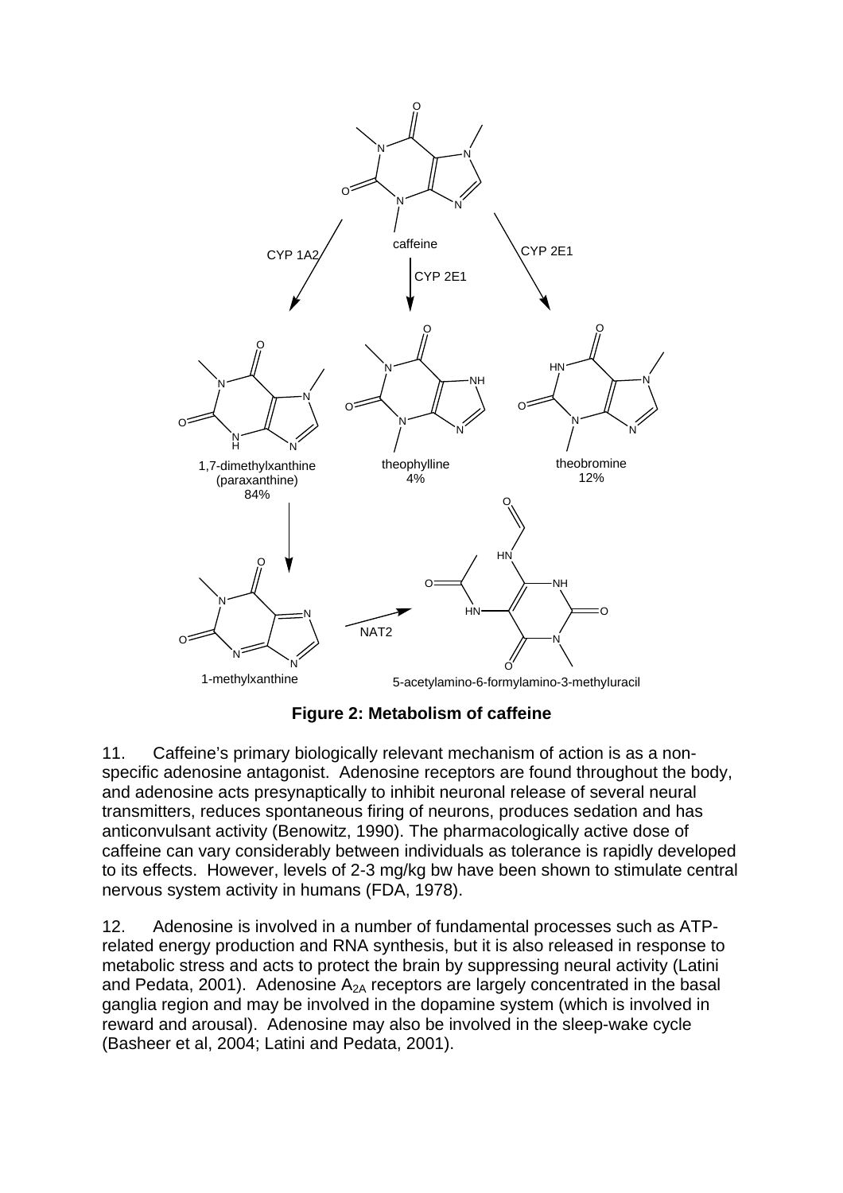**Figure 2: Metabolism of caffeine**

11. Caffeine's primary biologically relevant mechanism of action is as a non-specific adenosine antagonist. Adenosine receptors are found throughout the body, and adenosine acts presynaptically to inhibit neuronal release of several neural transmitters, reduces spontaneous firing of neurons, produces sedation and has anticonvulsant activity (Benowitz, 1990). The pharmacologically active dose of caffeine can vary considerably between individuals as tolerance is rapidly developed to its effects. However, levels of 2-3 mg/kg bw have been shown to stimulate central nervous system activity in humans (FDA, 1978).

12. Adenosine is involved in a number of fundamental processes such as ATP-related energy production and RNA synthesis, but it is also released in response to metabolic stress and acts to protect the brain by suppressing neural activity (Latini and Pedata, 2001). Adenosine $A_{2A}$ receptors are largely concentrated in the basal ganglia region and may be involved in the dopamine system (which is involved in reward and arousal). Adenosine may also be involved in the sleep-wake cycle (Basheer et al, 2004; Latini and Pedata, 2001).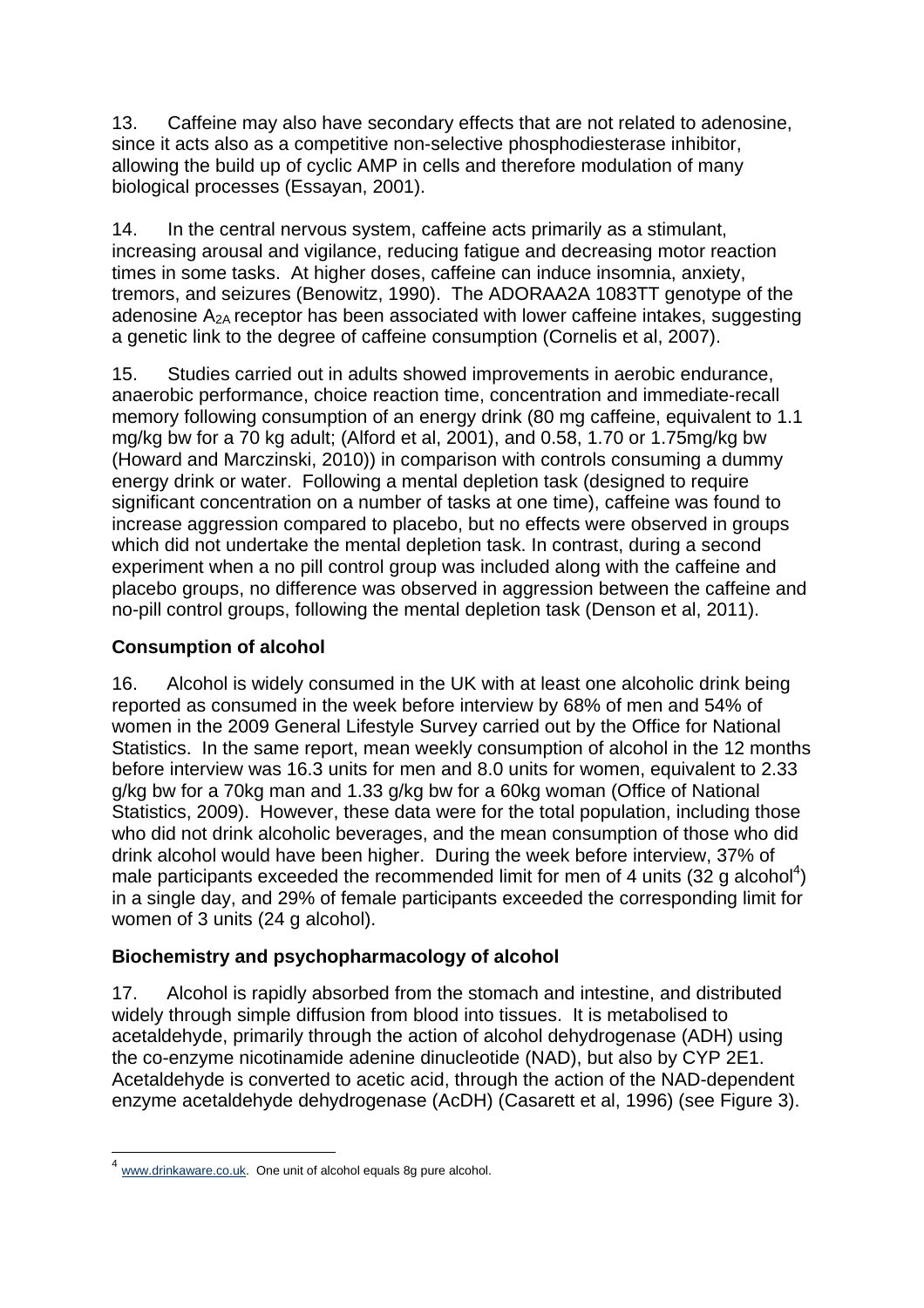13. Caffeine may also have secondary effects that are not related to adenosine, since it acts also as a competitive non-selective phosphodiesterase inhibitor, allowing the build up of cyclic AMP in cells and therefore modulation of many biological processes (Essayan, 2001).

14. In the central nervous system, caffeine acts primarily as a stimulant, increasing arousal and vigilance, reducing fatigue and decreasing motor reaction times in some tasks. At higher doses, caffeine can induce insomnia, anxiety, tremors, and seizures (Benowitz, 1990). The ADORAA2A 1083TT genotype of the adenosine $A_{2A}$ receptor has been associated with lower caffeine intakes, suggesting a genetic link to the degree of caffeine consumption (Cornelis et al, 2007).

15. Studies carried out in adults showed improvements in aerobic endurance, anaerobic performance, choice reaction time, concentration and immediate-recall memory following consumption of an energy drink (80 mg caffeine, equivalent to 1.1 mg/kg bw for a 70 kg adult; (Alford et al, 2001), and 0.58, 1.70 or 1.75mg/kg bw (Howard and Marczinski, 2010)) in comparison with controls consuming a dummy energy drink or water. Following a mental depletion task (designed to require significant concentration on a number of tasks at one time), caffeine was found to increase aggression compared to placebo, but no effects were observed in groups which did not undertake the mental depletion task. In contrast, during a second experiment when a no pill control group was included along with the caffeine and placebo groups, no difference was observed in aggression between the caffeine and no-pill control groups, following the mental depletion task (Denson et al, 2011).

**Consumption of alcohol**

16. Alcohol is widely consumed in the UK with at least one alcoholic drink being reported as consumed in the week before interview by 68% of men and 54% of women in the 2009 General Lifestyle Survey carried out by the Office for National Statistics. In the same report, mean weekly consumption of alcohol in the 12 months before interview was 16.3 units for men and 8.0 units for women, equivalent to 2.33 g/kg bw for a 70kg man and 1.33 g/kg bw for a 60kg woman (Office of National Statistics, 2009). However, these data were for the total population, including those who did not drink alcoholic beverages, and the mean consumption of those who did drink alcohol would have been higher. During the week before interview, 37% of male participants exceeded the recommended limit for men of 4 units (32 g alcohol[4]) in a single day, and 29% of female participants exceeded the corresponding limit for women of 3 units (24 g alcohol).

**Biochemistry and psychopharmacology of alcohol**

17. Alcohol is rapidly absorbed from the stomach and intestine, and distributed widely through simple diffusion from blood into tissues. It is metabolised to acetaldehyde, primarily through the action of alcohol dehydrogenase (ADH) using the co-enzyme nicotinamide adenine dinucleotide (NAD), but also by CYP 2E1. Acetaldehyde is converted to acetic acid, through the action of the NAD-dependent enzyme acetaldehyde dehydrogenase (AcDH) (Casarett et al, 1996) (see Figure 3).

---

[4] www.drinkaware.co.uk. One unit of alcohol equals 8g pure alcohol.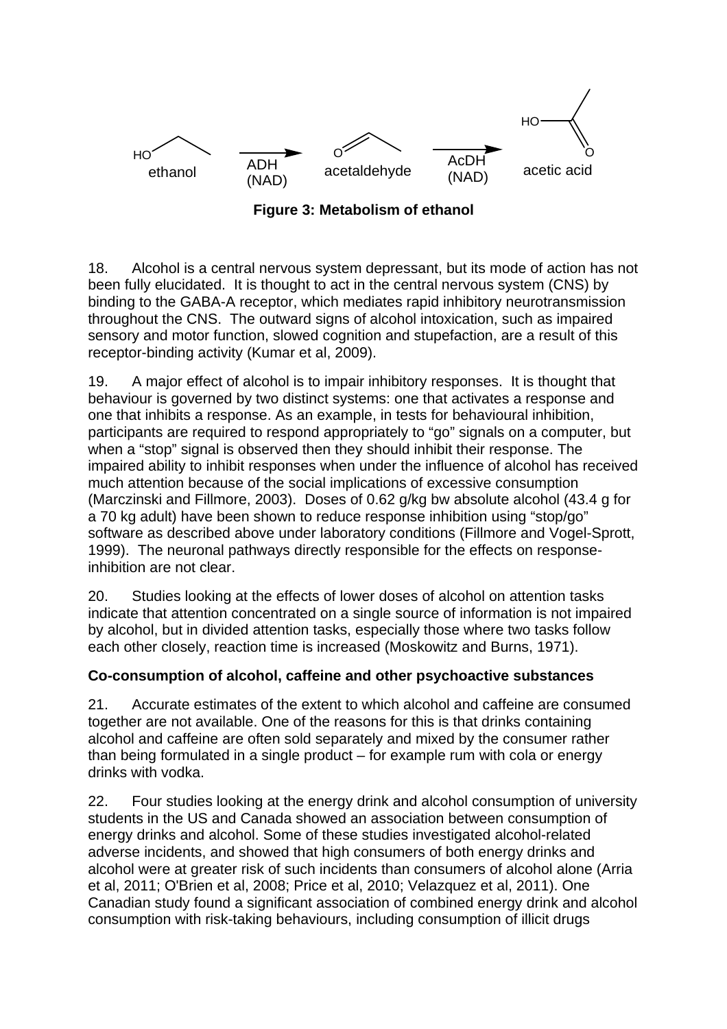ethanol → ADH (NAD) → acetaldehyde → AcDH (NAD) → acetic acid

**Figure 3: Metabolism of ethanol**

18. Alcohol is a central nervous system depressant, but its mode of action has not been fully elucidated. It is thought to act in the central nervous system (CNS) by binding to the GABA-A receptor, which mediates rapid inhibitory neurotransmission throughout the CNS. The outward signs of alcohol intoxication, such as impaired sensory and motor function, slowed cognition and stupefaction, are a result of this receptor-binding activity (Kumar et al, 2009).

19. A major effect of alcohol is to impair inhibitory responses. It is thought that behaviour is governed by two distinct systems: one that activates a response and one that inhibits a response. As an example, in tests for behavioural inhibition, participants are required to respond appropriately to "go" signals on a computer, but when a "stop" signal is observed then they should inhibit their response. The impaired ability to inhibit responses when under the influence of alcohol has received much attention because of the social implications of excessive consumption (Marczinski and Fillmore, 2003). Doses of 0.62 g/kg bw absolute alcohol (43.4 g for a 70 kg adult) have been shown to reduce response inhibition using "stop/go" software as described above under laboratory conditions (Fillmore and Vogel-Sprott, 1999). The neuronal pathways directly responsible for the effects on response-inhibition are not clear.

20. Studies looking at the effects of lower doses of alcohol on attention tasks indicate that attention concentrated on a single source of information is not impaired by alcohol, but in divided attention tasks, especially those where two tasks follow each other closely, reaction time is increased (Moskowitz and Burns, 1971).

**Co-consumption of alcohol, caffeine and other psychoactive substances**

21. Accurate estimates of the extent to which alcohol and caffeine are consumed together are not available. One of the reasons for this is that drinks containing alcohol and caffeine are often sold separately and mixed by the consumer rather than being formulated in a single product – for example rum with cola or energy drinks with vodka.

22. Four studies looking at the energy drink and alcohol consumption of university students in the US and Canada showed an association between consumption of energy drinks and alcohol. Some of these studies investigated alcohol-related adverse incidents, and showed that high consumers of both energy drinks and alcohol were at greater risk of such incidents than consumers of alcohol alone (Arria et al, 2011; O'Brien et al, 2008; Price et al, 2010; Velazquez et al, 2011). One Canadian study found a significant association of combined energy drink and alcohol consumption with risk-taking behaviours, including consumption of illicit drugs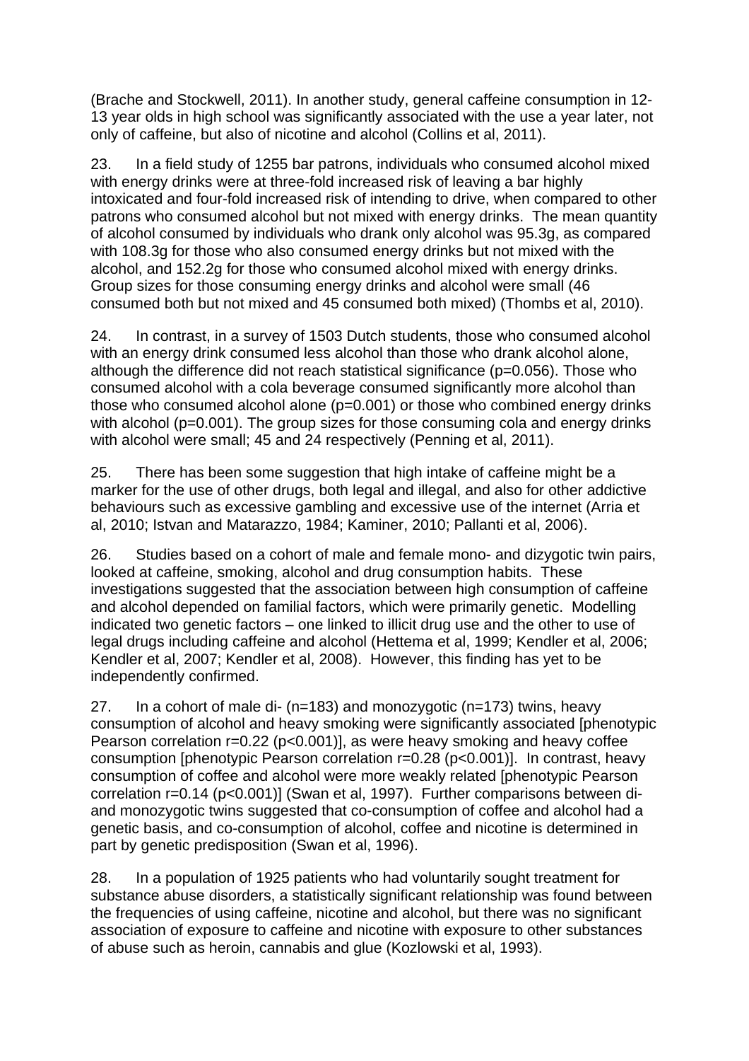(Brache and Stockwell, 2011). In another study, general caffeine consumption in 12-13 year olds in high school was significantly associated with the use a year later, not only of caffeine, but also of nicotine and alcohol (Collins et al, 2011).

23. In a field study of 1255 bar patrons, individuals who consumed alcohol mixed with energy drinks were at three-fold increased risk of leaving a bar highly intoxicated and four-fold increased risk of intending to drive, when compared to other patrons who consumed alcohol but not mixed with energy drinks. The mean quantity of alcohol consumed by individuals who drank only alcohol was 95.3g, as compared with 108.3g for those who also consumed energy drinks but not mixed with the alcohol, and 152.2g for those who consumed alcohol mixed with energy drinks. Group sizes for those consuming energy drinks and alcohol were small (46 consumed both but not mixed and 45 consumed both mixed) (Thombs et al, 2010).

24. In contrast, in a survey of 1503 Dutch students, those who consumed alcohol with an energy drink consumed less alcohol than those who drank alcohol alone, although the difference did not reach statistical significance ($p=0.056$). Those who consumed alcohol with a cola beverage consumed significantly more alcohol than those who consumed alcohol alone ($p=0.001$) or those who combined energy drinks with alcohol ($p=0.001$). The group sizes for those consuming cola and energy drinks with alcohol were small; 45 and 24 respectively (Penning et al, 2011).

25. There has been some suggestion that high intake of caffeine might be a marker for the use of other drugs, both legal and illegal, and also for other addictive behaviours such as excessive gambling and excessive use of the internet (Arria et al, 2010; Istvan and Matarazzo, 1984; Kaminer, 2010; Pallanti et al, 2006).

26. Studies based on a cohort of male and female mono- and dizygotic twin pairs, looked at caffeine, smoking, alcohol and drug consumption habits. These investigations suggested that the association between high consumption of caffeine and alcohol depended on familial factors, which were primarily genetic. Modelling indicated two genetic factors – one linked to illicit drug use and the other to use of legal drugs including caffeine and alcohol (Hettema et al, 1999; Kendler et al, 2006; Kendler et al, 2007; Kendler et al, 2008). However, this finding has yet to be independently confirmed.

27. In a cohort of male di- ($n=183$) and monozygotic ($n=173$) twins, heavy consumption of alcohol and heavy smoking were significantly associated [phenotypic Pearson correlation $r=0.22$ ($p<0.001$)], as were heavy smoking and heavy coffee consumption [phenotypic Pearson correlation $r=0.28$ ($p<0.001$)]. In contrast, heavy consumption of coffee and alcohol were more weakly related [phenotypic Pearson correlation $r=0.14$ ($p<0.001$)] (Swan et al, 1997). Further comparisons between di- and monozygotic twins suggested that co-consumption of coffee and alcohol had a genetic basis, and co-consumption of alcohol, coffee and nicotine is determined in part by genetic predisposition (Swan et al, 1996).

28. In a population of 1925 patients who had voluntarily sought treatment for substance abuse disorders, a statistically significant relationship was found between the frequencies of using caffeine, nicotine and alcohol, but there was no significant association of exposure to caffeine and nicotine with exposure to other substances of abuse such as heroin, cannabis and glue (Kozlowski et al, 1993).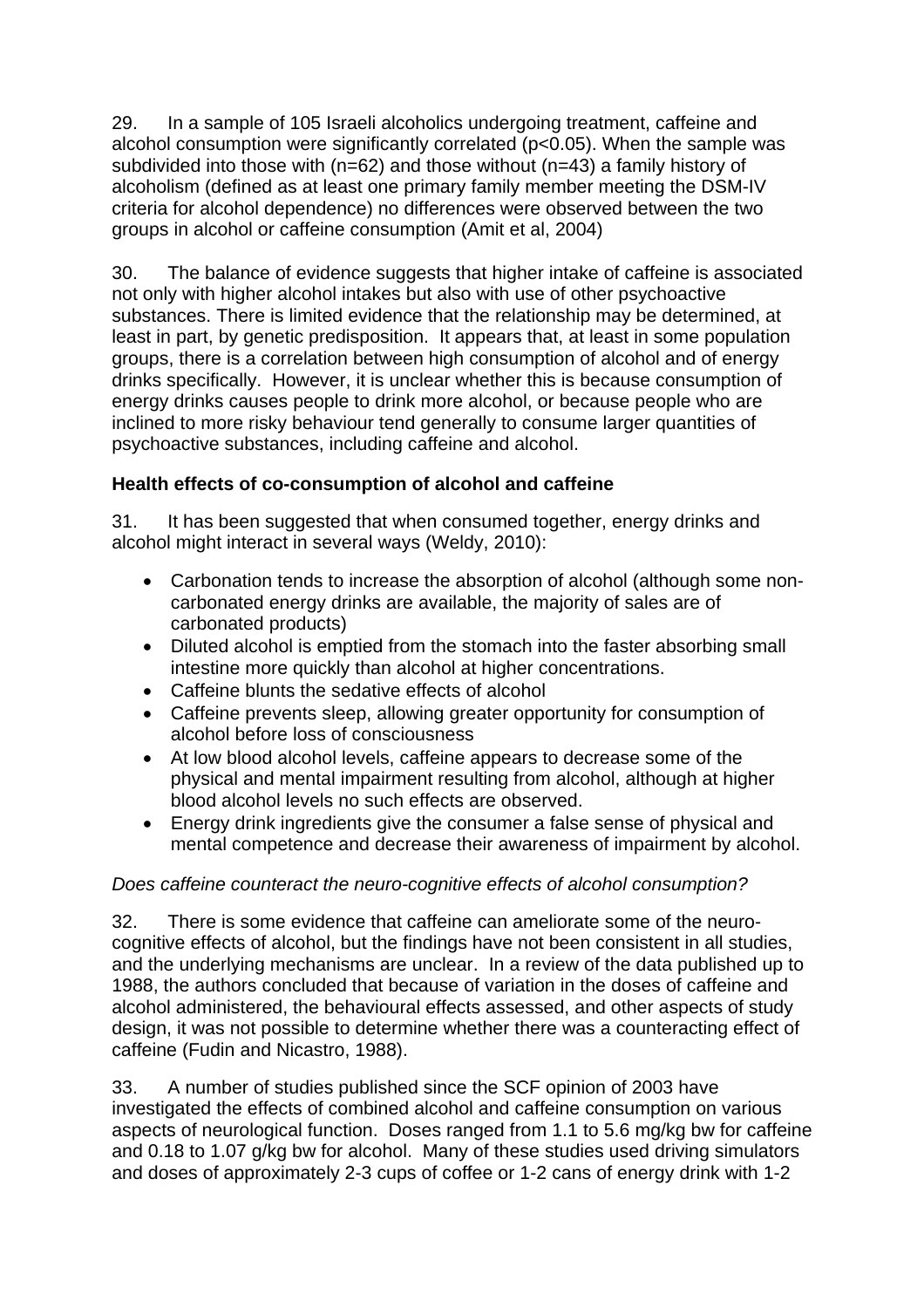29. In a sample of 105 Israeli alcoholics undergoing treatment, caffeine and alcohol consumption were significantly correlated ($p<0.05$). When the sample was subdivided into those with ($n=62$) and those without ($n=43$) a family history of alcoholism (defined as at least one primary family member meeting the DSM-IV criteria for alcohol dependence) no differences were observed between the two groups in alcohol or caffeine consumption (Amit et al, 2004)

30. The balance of evidence suggests that higher intake of caffeine is associated not only with higher alcohol intakes but also with use of other psychoactive substances. There is limited evidence that the relationship may be determined, at least in part, by genetic predisposition. It appears that, at least in some population groups, there is a correlation between high consumption of alcohol and of energy drinks specifically. However, it is unclear whether this is because consumption of energy drinks causes people to drink more alcohol, or because people who are inclined to more risky behaviour tend generally to consume larger quantities of psychoactive substances, including caffeine and alcohol.

**Health effects of co-consumption of alcohol and caffeine**

31. It has been suggested that when consumed together, energy drinks and alcohol might interact in several ways (Weldy, 2010):

- Carbonation tends to increase the absorption of alcohol (although some non-carbonated energy drinks are available, the majority of sales are of carbonated products)
- Diluted alcohol is emptied from the stomach into the faster absorbing small intestine more quickly than alcohol at higher concentrations.
- Caffeine blunts the sedative effects of alcohol
- Caffeine prevents sleep, allowing greater opportunity for consumption of alcohol before loss of consciousness
- At low blood alcohol levels, caffeine appears to decrease some of the physical and mental impairment resulting from alcohol, although at higher blood alcohol levels no such effects are observed.
- Energy drink ingredients give the consumer a false sense of physical and mental competence and decrease their awareness of impairment by alcohol.

*Does caffeine counteract the neuro-cognitive effects of alcohol consumption?*

32. There is some evidence that caffeine can ameliorate some of the neuro-cognitive effects of alcohol, but the findings have not been consistent in all studies, and the underlying mechanisms are unclear. In a review of the data published up to 1988, the authors concluded that because of variation in the doses of caffeine and alcohol administered, the behavioural effects assessed, and other aspects of study design, it was not possible to determine whether there was a counteracting effect of caffeine (Fudin and Nicastro, 1988).

33. A number of studies published since the SCF opinion of 2003 have investigated the effects of combined alcohol and caffeine consumption on various aspects of neurological function. Doses ranged from 1.1 to 5.6 mg/kg bw for caffeine and 0.18 to 1.07 g/kg bw for alcohol. Many of these studies used driving simulators and doses of approximately 2-3 cups of coffee or 1-2 cans of energy drink with 1-2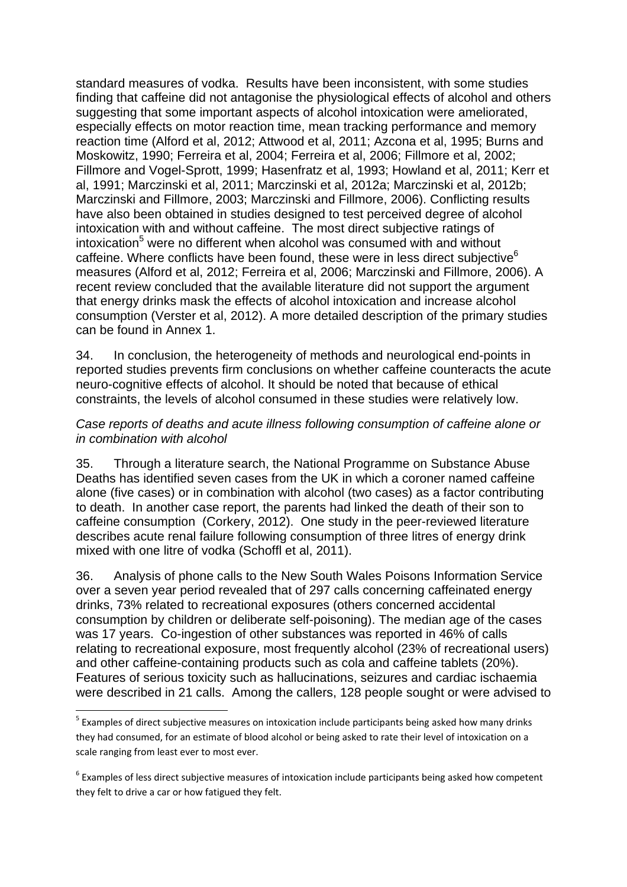standard measures of vodka. Results have been inconsistent, with some studies finding that caffeine did not antagonise the physiological effects of alcohol and others suggesting that some important aspects of alcohol intoxication were ameliorated, especially effects on motor reaction time, mean tracking performance and memory reaction time (Alford et al, 2012; Attwood et al, 2011; Azcona et al, 1995; Burns and Moskowitz, 1990; Ferreira et al, 2004; Ferreira et al, 2006; Fillmore et al, 2002; Fillmore and Vogel-Sprott, 1999; Hasenfratz et al, 1993; Howland et al, 2011; Kerr et al, 1991; Marczinski et al, 2011; Marczinski et al, 2012a; Marczinski et al, 2012b; Marczinski and Fillmore, 2003; Marczinski and Fillmore, 2006). Conflicting results have also been obtained in studies designed to test perceived degree of alcohol intoxication with and without caffeine. The most direct subjective ratings of intoxication[5] were no different when alcohol was consumed with and without caffeine. Where conflicts have been found, these were in less direct subjective[6] measures (Alford et al, 2012; Ferreira et al, 2006; Marczinski and Fillmore, 2006). A recent review concluded that the available literature did not support the argument that energy drinks mask the effects of alcohol intoxication and increase alcohol consumption (Verster et al, 2012). A more detailed description of the primary studies can be found in Annex 1.

34. In conclusion, the heterogeneity of methods and neurological end-points in reported studies prevents firm conclusions on whether caffeine counteracts the acute neuro-cognitive effects of alcohol. It should be noted that because of ethical constraints, the levels of alcohol consumed in these studies were relatively low.

*Case reports of deaths and acute illness following consumption of caffeine alone or in combination with alcohol*

35. Through a literature search, the National Programme on Substance Abuse Deaths has identified seven cases from the UK in which a coroner named caffeine alone (five cases) or in combination with alcohol (two cases) as a factor contributing to death. In another case report, the parents had linked the death of their son to caffeine consumption (Corkery, 2012). One study in the peer-reviewed literature describes acute renal failure following consumption of three litres of energy drink mixed with one litre of vodka (Schoffl et al, 2011).

36. Analysis of phone calls to the New South Wales Poisons Information Service over a seven year period revealed that of 297 calls concerning caffeinated energy drinks, 73% related to recreational exposures (others concerned accidental consumption by children or deliberate self-poisoning). The median age of the cases was 17 years. Co-ingestion of other substances was reported in 46% of calls relating to recreational exposure, most frequently alcohol (23% of recreational users) and other caffeine-containing products such as cola and caffeine tablets (20%). Features of serious toxicity such as hallucinations, seizures and cardiac ischaemia were described in 21 calls. Among the callers, 128 people sought or were advised to

---

[5] Examples of direct subjective measures on intoxication include participants being asked how many drinks they had consumed, for an estimate of blood alcohol or being asked to rate their level of intoxication on a scale ranging from least ever to most ever.

[6] Examples of less direct subjective measures of intoxication include participants being asked how competent they felt to drive a car or how fatigued they felt.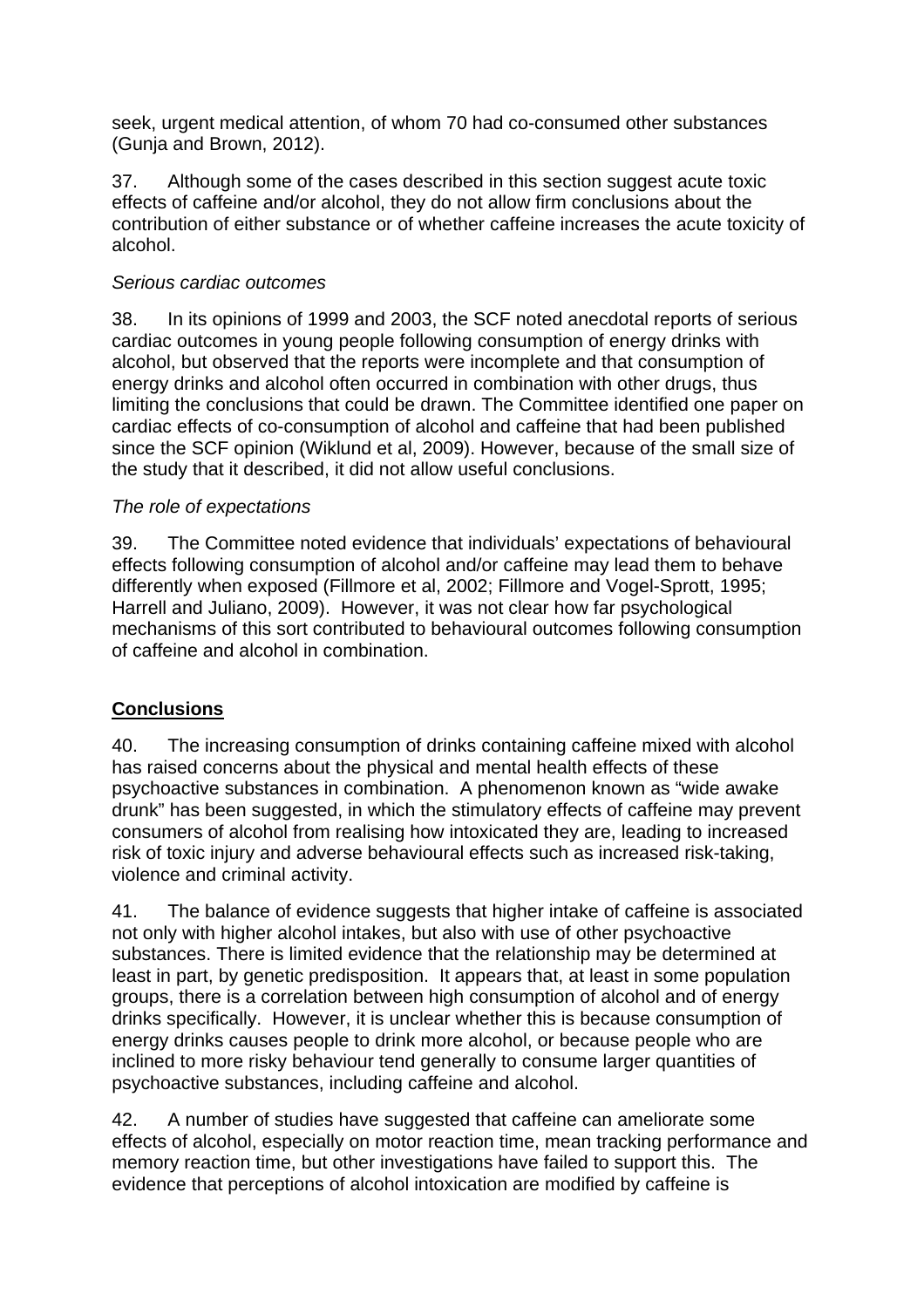seek, urgent medical attention, of whom 70 had co-consumed other substances (Gunja and Brown, 2012).

37. Although some of the cases described in this section suggest acute toxic effects of caffeine and/or alcohol, they do not allow firm conclusions about the contribution of either substance or of whether caffeine increases the acute toxicity of alcohol.

*Serious cardiac outcomes*

38. In its opinions of 1999 and 2003, the SCF noted anecdotal reports of serious cardiac outcomes in young people following consumption of energy drinks with alcohol, but observed that the reports were incomplete and that consumption of energy drinks and alcohol often occurred in combination with other drugs, thus limiting the conclusions that could be drawn. The Committee identified one paper on cardiac effects of co-consumption of alcohol and caffeine that had been published since the SCF opinion (Wiklund et al, 2009). However, because of the small size of the study that it described, it did not allow useful conclusions.

*The role of expectations*

39. The Committee noted evidence that individuals' expectations of behavioural effects following consumption of alcohol and/or caffeine may lead them to behave differently when exposed (Fillmore et al, 2002; Fillmore and Vogel-Sprott, 1995; Harrell and Juliano, 2009). However, it was not clear how far psychological mechanisms of this sort contributed to behavioural outcomes following consumption of caffeine and alcohol in combination.

## Conclusions

40. The increasing consumption of drinks containing caffeine mixed with alcohol has raised concerns about the physical and mental health effects of these psychoactive substances in combination. A phenomenon known as "wide awake drunk" has been suggested, in which the stimulatory effects of caffeine may prevent consumers of alcohol from realising how intoxicated they are, leading to increased risk of toxic injury and adverse behavioural effects such as increased risk-taking, violence and criminal activity.

41. The balance of evidence suggests that higher intake of caffeine is associated not only with higher alcohol intakes, but also with use of other psychoactive substances. There is limited evidence that the relationship may be determined at least in part, by genetic predisposition. It appears that, at least in some population groups, there is a correlation between high consumption of alcohol and of energy drinks specifically. However, it is unclear whether this is because consumption of energy drinks causes people to drink more alcohol, or because people who are inclined to more risky behaviour tend generally to consume larger quantities of psychoactive substances, including caffeine and alcohol.

42. A number of studies have suggested that caffeine can ameliorate some effects of alcohol, especially on motor reaction time, mean tracking performance and memory reaction time, but other investigations have failed to support this. The evidence that perceptions of alcohol intoxication are modified by caffeine is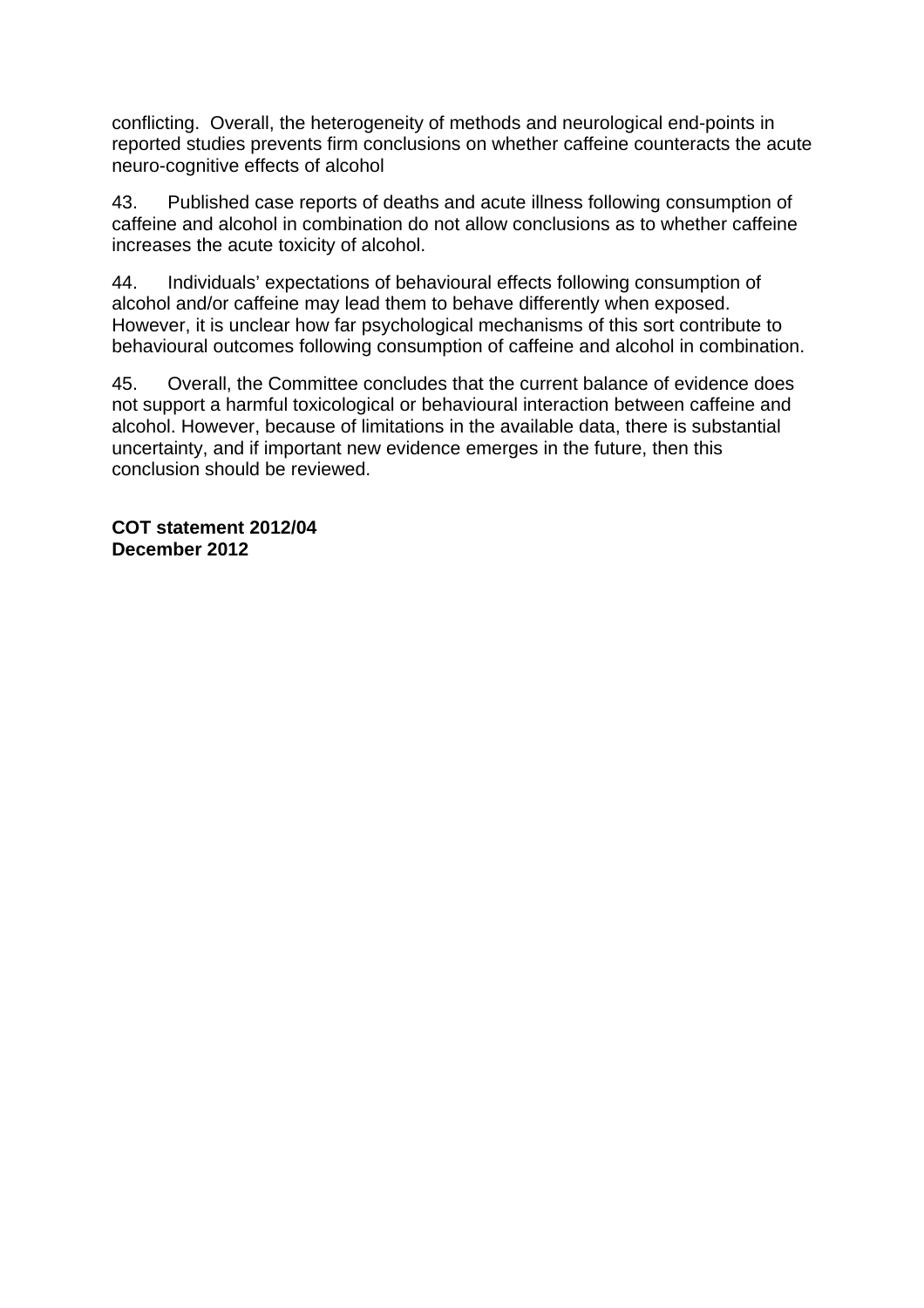conflicting. Overall, the heterogeneity of methods and neurological end-points in reported studies prevents firm conclusions on whether caffeine counteracts the acute neuro-cognitive effects of alcohol

43. Published case reports of deaths and acute illness following consumption of caffeine and alcohol in combination do not allow conclusions as to whether caffeine increases the acute toxicity of alcohol.

44. Individuals' expectations of behavioural effects following consumption of alcohol and/or caffeine may lead them to behave differently when exposed. However, it is unclear how far psychological mechanisms of this sort contribute to behavioural outcomes following consumption of caffeine and alcohol in combination.

45. Overall, the Committee concludes that the current balance of evidence does not support a harmful toxicological or behavioural interaction between caffeine and alcohol. However, because of limitations in the available data, there is substantial uncertainty, and if important new evidence emerges in the future, then this conclusion should be reviewed.

**COT statement 2012/04**
**December 2012**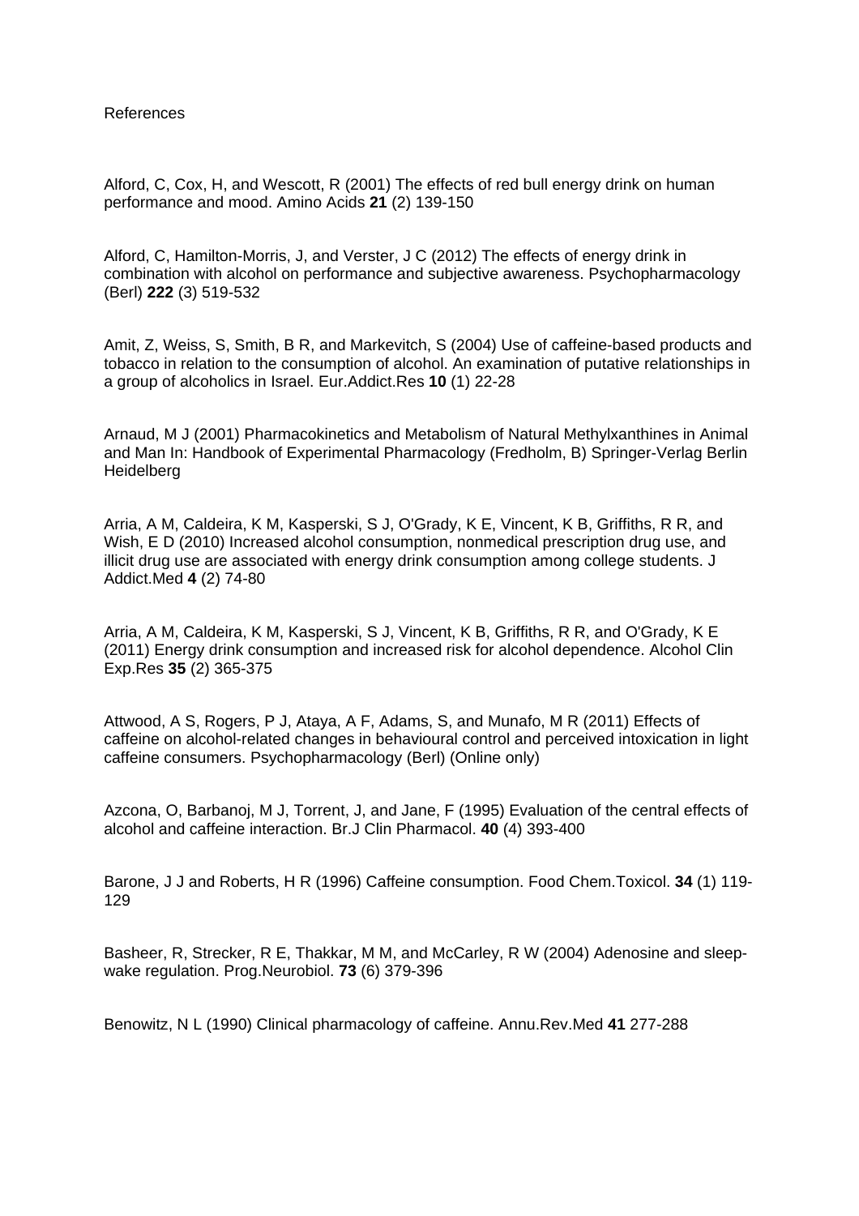References

Alford, C, Cox, H, and Wescott, R (2001) The effects of red bull energy drink on human performance and mood. Amino Acids **21** (2) 139-150

Alford, C, Hamilton-Morris, J, and Verster, J C (2012) The effects of energy drink in combination with alcohol on performance and subjective awareness. Psychopharmacology (Berl) **222** (3) 519-532

Amit, Z, Weiss, S, Smith, B R, and Markevitch, S (2004) Use of caffeine-based products and tobacco in relation to the consumption of alcohol. An examination of putative relationships in a group of alcoholics in Israel. Eur.Addict.Res **10** (1) 22-28

Arnaud, M J (2001) Pharmacokinetics and Metabolism of Natural Methylxanthines in Animal and Man In: Handbook of Experimental Pharmacology (Fredholm, B) Springer-Verlag Berlin Heidelberg

Arria, A M, Caldeira, K M, Kasperski, S J, O'Grady, K E, Vincent, K B, Griffiths, R R, and Wish, E D (2010) Increased alcohol consumption, nonmedical prescription drug use, and illicit drug use are associated with energy drink consumption among college students. J Addict.Med **4** (2) 74-80

Arria, A M, Caldeira, K M, Kasperski, S J, Vincent, K B, Griffiths, R R, and O'Grady, K E (2011) Energy drink consumption and increased risk for alcohol dependence. Alcohol Clin Exp.Res **35** (2) 365-375

Attwood, A S, Rogers, P J, Ataya, A F, Adams, S, and Munafo, M R (2011) Effects of caffeine on alcohol-related changes in behavioural control and perceived intoxication in light caffeine consumers. Psychopharmacology (Berl) (Online only)

Azcona, O, Barbanoj, M J, Torrent, J, and Jane, F (1995) Evaluation of the central effects of alcohol and caffeine interaction. Br.J Clin Pharmacol. **40** (4) 393-400

Barone, J J and Roberts, H R (1996) Caffeine consumption. Food Chem.Toxicol. **34** (1) 119-129

Basheer, R, Strecker, R E, Thakkar, M M, and McCarley, R W (2004) Adenosine and sleep-wake regulation. Prog.Neurobiol. **73** (6) 379-396

Benowitz, N L (1990) Clinical pharmacology of caffeine. Annu.Rev.Med **41** 277-288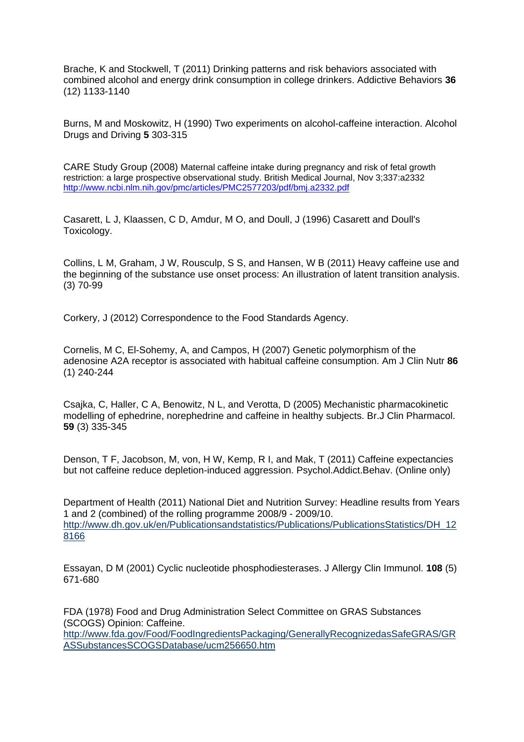Brache, K and Stockwell, T (2011) Drinking patterns and risk behaviors associated with combined alcohol and energy drink consumption in college drinkers. Addictive Behaviors **36** (12) 1133-1140

Burns, M and Moskowitz, H (1990) Two experiments on alcohol-caffeine interaction. Alcohol Drugs and Driving **5** 303-315

CARE Study Group (2008) Maternal caffeine intake during pregnancy and risk of fetal growth restriction: a large prospective observational study. British Medical Journal, Nov 3;337:a2332 http://www.ncbi.nlm.nih.gov/pmc/articles/PMC2577203/pdf/bmj.a2332.pdf

Casarett, L J, Klaassen, C D, Amdur, M O, and Doull, J (1996) Casarett and Doull's Toxicology.

Collins, L M, Graham, J W, Rousculp, S S, and Hansen, W B (2011) Heavy caffeine use and the beginning of the substance use onset process: An illustration of latent transition analysis. (3) 70-99

Corkery, J (2012) Correspondence to the Food Standards Agency.

Cornelis, M C, El-Sohemy, A, and Campos, H (2007) Genetic polymorphism of the adenosine A2A receptor is associated with habitual caffeine consumption. Am J Clin Nutr **86** (1) 240-244

Csajka, C, Haller, C A, Benowitz, N L, and Verotta, D (2005) Mechanistic pharmacokinetic modelling of ephedrine, norephedrine and caffeine in healthy subjects. Br.J Clin Pharmacol. **59** (3) 335-345

Denson, T F, Jacobson, M, von, H W, Kemp, R I, and Mak, T (2011) Caffeine expectancies but not caffeine reduce depletion-induced aggression. Psychol.Addict.Behav. (Online only)

Department of Health (2011) National Diet and Nutrition Survey: Headline results from Years 1 and 2 (combined) of the rolling programme 2008/9 - 2009/10. http://www.dh.gov.uk/en/Publicationsandstatistics/Publications/PublicationsStatistics/DH_128166

Essayan, D M (2001) Cyclic nucleotide phosphodiesterases. J Allergy Clin Immunol. **108** (5) 671-680

FDA (1978) Food and Drug Administration Select Committee on GRAS Substances (SCOGS) Opinion: Caffeine. http://www.fda.gov/Food/FoodIngredientsPackaging/GenerallyRecognizedasSafeGRAS/GRASSubstancesSCOGSDatabase/ucm256650.htm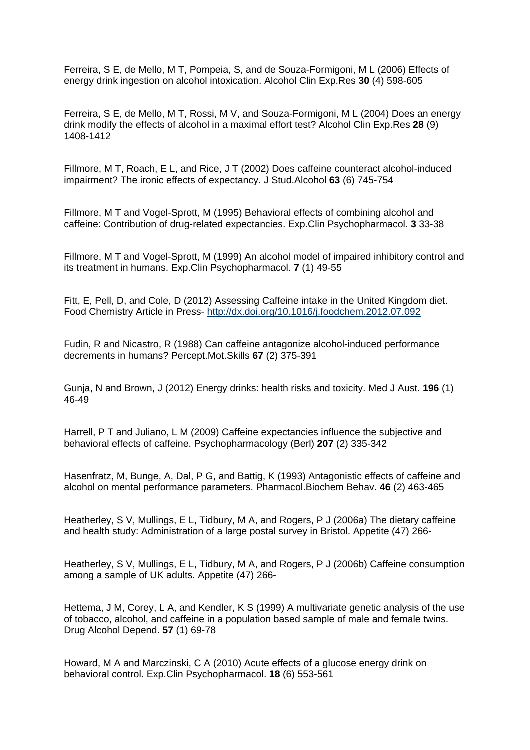Ferreira, S E, de Mello, M T, Pompeia, S, and de Souza-Formigoni, M L (2006) Effects of energy drink ingestion on alcohol intoxication. Alcohol Clin Exp.Res **30** (4) 598-605

Ferreira, S E, de Mello, M T, Rossi, M V, and Souza-Formigoni, M L (2004) Does an energy drink modify the effects of alcohol in a maximal effort test? Alcohol Clin Exp.Res **28** (9) 1408-1412

Fillmore, M T, Roach, E L, and Rice, J T (2002) Does caffeine counteract alcohol-induced impairment? The ironic effects of expectancy. J Stud.Alcohol **63** (6) 745-754

Fillmore, M T and Vogel-Sprott, M (1995) Behavioral effects of combining alcohol and caffeine: Contribution of drug-related expectancies. Exp.Clin Psychopharmacol. **3** 33-38

Fillmore, M T and Vogel-Sprott, M (1999) An alcohol model of impaired inhibitory control and its treatment in humans. Exp.Clin Psychopharmacol. **7** (1) 49-55

Fitt, E, Pell, D, and Cole, D (2012) Assessing Caffeine intake in the United Kingdom diet. Food Chemistry Article in Press- http://dx.doi.org/10.1016/j.foodchem.2012.07.092

Fudin, R and Nicastro, R (1988) Can caffeine antagonize alcohol-induced performance decrements in humans? Percept.Mot.Skills **67** (2) 375-391

Gunja, N and Brown, J (2012) Energy drinks: health risks and toxicity. Med J Aust. **196** (1) 46-49

Harrell, P T and Juliano, L M (2009) Caffeine expectancies influence the subjective and behavioral effects of caffeine. Psychopharmacology (Berl) **207** (2) 335-342

Hasenfratz, M, Bunge, A, Dal, P G, and Battig, K (1993) Antagonistic effects of caffeine and alcohol on mental performance parameters. Pharmacol.Biochem Behav. **46** (2) 463-465

Heatherley, S V, Mullings, E L, Tidbury, M A, and Rogers, P J (2006a) The dietary caffeine and health study: Administration of a large postal survey in Bristol. Appetite (47) 266-

Heatherley, S V, Mullings, E L, Tidbury, M A, and Rogers, P J (2006b) Caffeine consumption among a sample of UK adults. Appetite (47) 266-

Hettema, J M, Corey, L A, and Kendler, K S (1999) A multivariate genetic analysis of the use of tobacco, alcohol, and caffeine in a population based sample of male and female twins. Drug Alcohol Depend. **57** (1) 69-78

Howard, M A and Marczinski, C A (2010) Acute effects of a glucose energy drink on behavioral control. Exp.Clin Psychopharmacol. **18** (6) 553-561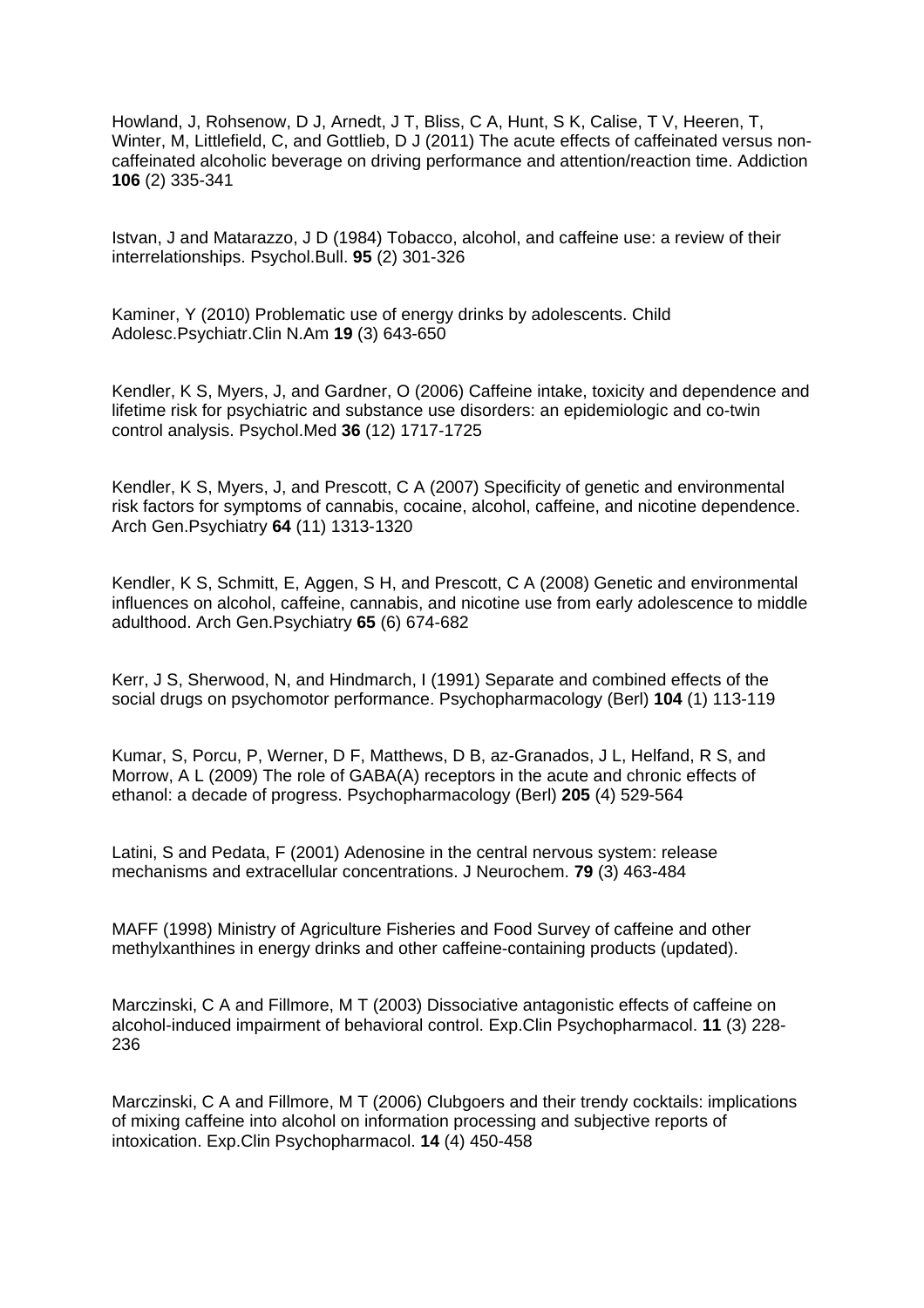Howland, J, Rohsenow, D J, Arnedt, J T, Bliss, C A, Hunt, S K, Calise, T V, Heeren, T, Winter, M, Littlefield, C, and Gottlieb, D J (2011) The acute effects of caffeinated versus non-caffeinated alcoholic beverage on driving performance and attention/reaction time. Addiction **106** (2) 335-341

Istvan, J and Matarazzo, J D (1984) Tobacco, alcohol, and caffeine use: a review of their interrelationships. Psychol.Bull. **95** (2) 301-326

Kaminer, Y (2010) Problematic use of energy drinks by adolescents. Child Adolesc.Psychiatr.Clin N.Am **19** (3) 643-650

Kendler, K S, Myers, J, and Gardner, O (2006) Caffeine intake, toxicity and dependence and lifetime risk for psychiatric and substance use disorders: an epidemiologic and co-twin control analysis. Psychol.Med **36** (12) 1717-1725

Kendler, K S, Myers, J, and Prescott, C A (2007) Specificity of genetic and environmental risk factors for symptoms of cannabis, cocaine, alcohol, caffeine, and nicotine dependence. Arch Gen.Psychiatry **64** (11) 1313-1320

Kendler, K S, Schmitt, E, Aggen, S H, and Prescott, C A (2008) Genetic and environmental influences on alcohol, caffeine, cannabis, and nicotine use from early adolescence to middle adulthood. Arch Gen.Psychiatry **65** (6) 674-682

Kerr, J S, Sherwood, N, and Hindmarch, I (1991) Separate and combined effects of the social drugs on psychomotor performance. Psychopharmacology (Berl) **104** (1) 113-119

Kumar, S, Porcu, P, Werner, D F, Matthews, D B, az-Granados, J L, Helfand, R S, and Morrow, A L (2009) The role of GABA(A) receptors in the acute and chronic effects of ethanol: a decade of progress. Psychopharmacology (Berl) **205** (4) 529-564

Latini, S and Pedata, F (2001) Adenosine in the central nervous system: release mechanisms and extracellular concentrations. J Neurochem. **79** (3) 463-484

MAFF (1998) Ministry of Agriculture Fisheries and Food Survey of caffeine and other methylxanthines in energy drinks and other caffeine-containing products (updated).

Marczinski, C A and Fillmore, M T (2003) Dissociative antagonistic effects of caffeine on alcohol-induced impairment of behavioral control. Exp.Clin Psychopharmacol. **11** (3) 228-236

Marczinski, C A and Fillmore, M T (2006) Clubgoers and their trendy cocktails: implications of mixing caffeine into alcohol on information processing and subjective reports of intoxication. Exp.Clin Psychopharmacol. **14** (4) 450-458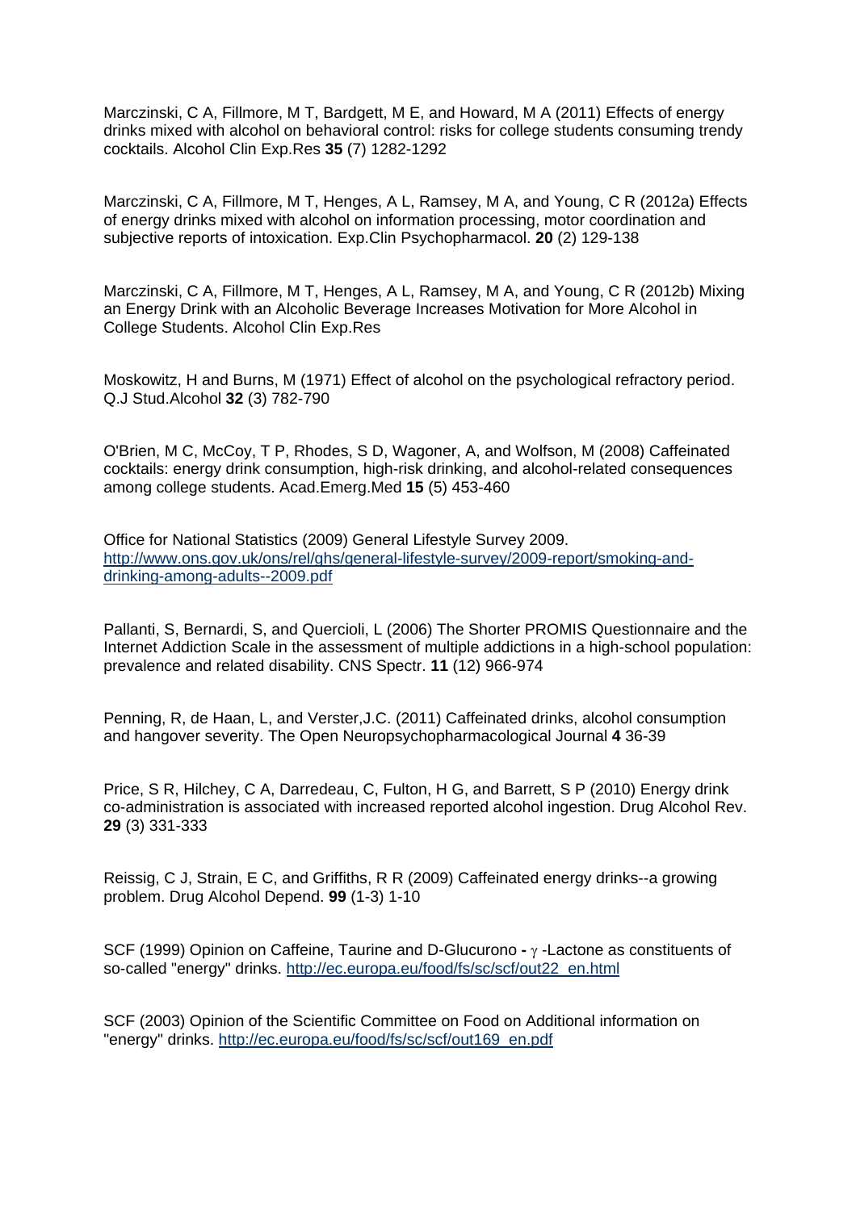Marczinski, C A, Fillmore, M T, Bardgett, M E, and Howard, M A (2011) Effects of energy drinks mixed with alcohol on behavioral control: risks for college students consuming trendy cocktails. Alcohol Clin Exp.Res **35** (7) 1282-1292

Marczinski, C A, Fillmore, M T, Henges, A L, Ramsey, M A, and Young, C R (2012a) Effects of energy drinks mixed with alcohol on information processing, motor coordination and subjective reports of intoxication. Exp.Clin Psychopharmacol. **20** (2) 129-138

Marczinski, C A, Fillmore, M T, Henges, A L, Ramsey, M A, and Young, C R (2012b) Mixing an Energy Drink with an Alcoholic Beverage Increases Motivation for More Alcohol in College Students. Alcohol Clin Exp.Res

Moskowitz, H and Burns, M (1971) Effect of alcohol on the psychological refractory period. Q.J Stud.Alcohol **32** (3) 782-790

O'Brien, M C, McCoy, T P, Rhodes, S D, Wagoner, A, and Wolfson, M (2008) Caffeinated cocktails: energy drink consumption, high-risk drinking, and alcohol-related consequences among college students. Acad.Emerg.Med **15** (5) 453-460

Office for National Statistics (2009) General Lifestyle Survey 2009. [http://www.ons.gov.uk/ons/rel/ghs/general-lifestyle-survey/2009-report/smoking-and-drinking-among-adults--2009.pdf](http://www.ons.gov.uk/ons/rel/ghs/general-lifestyle-survey/2009-report/smoking-and-drinking-among-adults--2009.pdf)

Pallanti, S, Bernardi, S, and Quercioli, L (2006) The Shorter PROMIS Questionnaire and the Internet Addiction Scale in the assessment of multiple addictions in a high-school population: prevalence and related disability. CNS Spectr. **11** (12) 966-974

Penning, R, de Haan, L, and Verster,J.C. (2011) Caffeinated drinks, alcohol consumption and hangover severity. The Open Neuropsychopharmacological Journal **4** 36-39

Price, S R, Hilchey, C A, Darredeau, C, Fulton, H G, and Barrett, S P (2010) Energy drink co-administration is associated with increased reported alcohol ingestion. Drug Alcohol Rev. **29** (3) 331-333

Reissig, C J, Strain, E C, and Griffiths, R R (2009) Caffeinated energy drinks--a growing problem. Drug Alcohol Depend. **99** (1-3) 1-10

SCF (1999) Opinion on Caffeine, Taurine and D-Glucurono **-** $\gamma$ -Lactone as constituents of so-called "energy" drinks. [http://ec.europa.eu/food/fs/sc/scf/out22_en.html](http://ec.europa.eu/food/fs/sc/scf/out22_en.html)

SCF (2003) Opinion of the Scientific Committee on Food on Additional information on "energy" drinks. [http://ec.europa.eu/food/fs/sc/scf/out169_en.pdf](http://ec.europa.eu/food/fs/sc/scf/out169_en.pdf)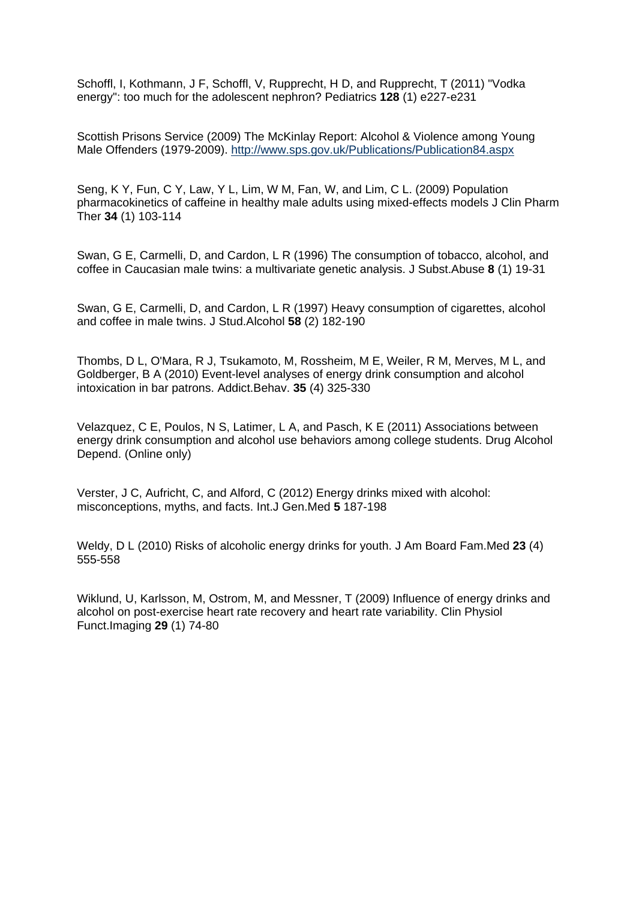Schoffl, I, Kothmann, J F, Schoffl, V, Rupprecht, H D, and Rupprecht, T (2011) "Vodka energy": too much for the adolescent nephron? Pediatrics **128** (1) e227-e231

Scottish Prisons Service (2009) The McKinlay Report: Alcohol & Violence among Young Male Offenders (1979-2009). [http://www.sps.gov.uk/Publications/Publication84.aspx](http://www.sps.gov.uk/Publications/Publication84.aspx)

Seng, K Y, Fun, C Y, Law, Y L, Lim, W M, Fan, W, and Lim, C L. (2009) Population pharmacokinetics of caffeine in healthy male adults using mixed-effects models J Clin Pharm Ther **34** (1) 103-114

Swan, G E, Carmelli, D, and Cardon, L R (1996) The consumption of tobacco, alcohol, and coffee in Caucasian male twins: a multivariate genetic analysis. J Subst.Abuse **8** (1) 19-31

Swan, G E, Carmelli, D, and Cardon, L R (1997) Heavy consumption of cigarettes, alcohol and coffee in male twins. J Stud.Alcohol **58** (2) 182-190

Thombs, D L, O'Mara, R J, Tsukamoto, M, Rossheim, M E, Weiler, R M, Merves, M L, and Goldberger, B A (2010) Event-level analyses of energy drink consumption and alcohol intoxication in bar patrons. Addict.Behav. **35** (4) 325-330

Velazquez, C E, Poulos, N S, Latimer, L A, and Pasch, K E (2011) Associations between energy drink consumption and alcohol use behaviors among college students. Drug Alcohol Depend. (Online only)

Verster, J C, Aufricht, C, and Alford, C (2012) Energy drinks mixed with alcohol: misconceptions, myths, and facts. Int.J Gen.Med **5** 187-198

Weldy, D L (2010) Risks of alcoholic energy drinks for youth. J Am Board Fam.Med **23** (4) 555-558

Wiklund, U, Karlsson, M, Ostrom, M, and Messner, T (2009) Influence of energy drinks and alcohol on post-exercise heart rate recovery and heart rate variability. Clin Physiol Funct.Imaging **29** (1) 74-80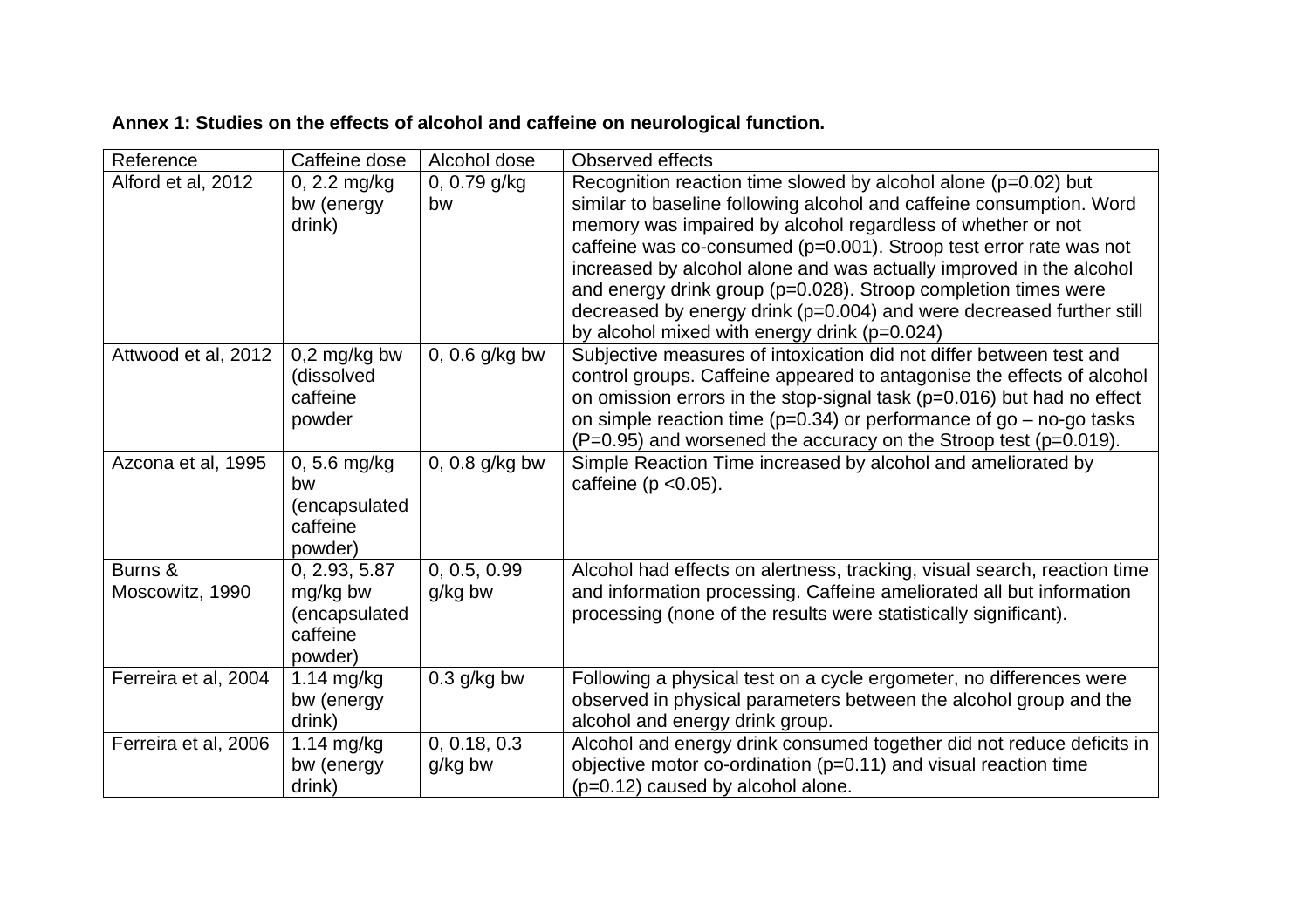**Annex 1: Studies on the effects of alcohol and caffeine on neurological function.**

| Reference | Caffeine dose | Alcohol dose | Observed effects |
|---|---|---|---|
| Alford et al, 2012 | 0, 2.2 mg/kg bw (energy drink) | 0, 0.79 g/kg bw | Recognition reaction time slowed by alcohol alone (p=0.02) but similar to baseline following alcohol and caffeine consumption. Word memory was impaired by alcohol regardless of whether or not caffeine was co-consumed (p=0.001). Stroop test error rate was not increased by alcohol alone and was actually improved in the alcohol and energy drink group (p=0.028). Stroop completion times were decreased by energy drink (p=0.004) and were decreased further still by alcohol mixed with energy drink (p=0.024) |
| Attwood et al, 2012 | 0,2 mg/kg bw (dissolved caffeine powder | 0, 0.6 g/kg bw | Subjective measures of intoxication did not differ between test and control groups. Caffeine appeared to antagonise the effects of alcohol on omission errors in the stop-signal task (p=0.016) but had no effect on simple reaction time (p=0.34) or performance of go – no-go tasks (P=0.95) and worsened the accuracy on the Stroop test (p=0.019). |
| Azcona et al, 1995 | 0, 5.6 mg/kg bw (encapsulated caffeine powder) | 0, 0.8 g/kg bw | Simple Reaction Time increased by alcohol and ameliorated by caffeine (p <0.05). |
| Burns & Moscowitz, 1990 | 0, 2.93, 5.87 mg/kg bw (encapsulated caffeine powder) | 0, 0.5, 0.99 g/kg bw | Alcohol had effects on alertness, tracking, visual search, reaction time and information processing. Caffeine ameliorated all but information processing (none of the results were statistically significant). |
| Ferreira et al, 2004 | 1.14 mg/kg bw (energy drink) | 0.3 g/kg bw | Following a physical test on a cycle ergometer, no differences were observed in physical parameters between the alcohol group and the alcohol and energy drink group. |
| Ferreira et al, 2006 | 1.14 mg/kg bw (energy drink) | 0, 0.18, 0.3 g/kg bw | Alcohol and energy drink consumed together did not reduce deficits in objective motor co-ordination (p=0.11) and visual reaction time (p=0.12) caused by alcohol alone. |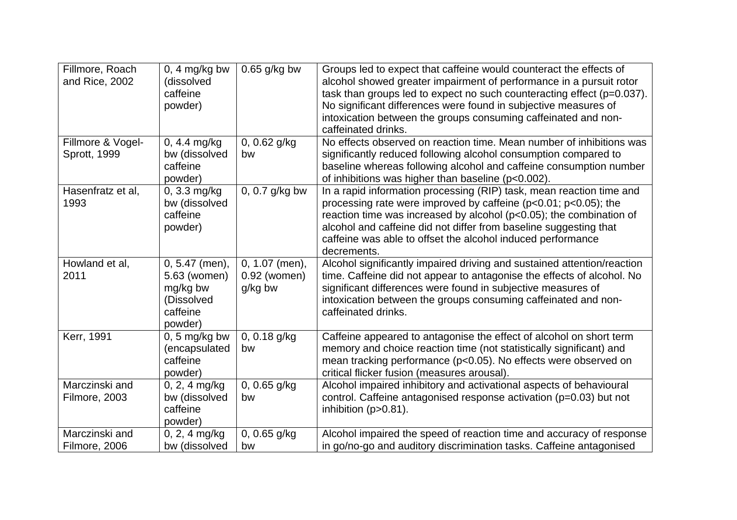| | | | |
|---|---|---|---|
| Fillmore, Roach and Rice, 2002 | 0, 4 mg/kg bw (dissolved caffeine powder) | 0.65 g/kg bw | Groups led to expect that caffeine would counteract the effects of alcohol showed greater impairment of performance in a pursuit rotor task than groups led to expect no such counteracting effect ($p=0.037$). No significant differences were found in subjective measures of intoxication between the groups consuming caffeinated and non-caffeinated drinks. |
| Fillmore & Vogel-Sprott, 1999 | 0, 4.4 mg/kg bw (dissolved caffeine powder) | 0, 0.62 g/kg bw | No effects observed on reaction time. Mean number of inhibitions was significantly reduced following alcohol consumption compared to baseline whereas following alcohol and caffeine consumption number of inhibitions was higher than baseline ($p<0.002$). |
| Hasenfratz et al, 1993 | 0, 3.3 mg/kg bw (dissolved caffeine powder) | 0, 0.7 g/kg bw | In a rapid information processing (RIP) task, mean reaction time and processing rate were improved by caffeine ($p<0.01$; $p<0.05$); the reaction time was increased by alcohol ($p<0.05$); the combination of alcohol and caffeine did not differ from baseline suggesting that caffeine was able to offset the alcohol induced performance decrements. |
| Howland et al, 2011 | 0, 5.47 (men), 5.63 (women) mg/kg bw (Dissolved caffeine powder) | 0, 1.07 (men), 0.92 (women) g/kg bw | Alcohol significantly impaired driving and sustained attention/reaction time. Caffeine did not appear to antagonise the effects of alcohol. No significant differences were found in subjective measures of intoxication between the groups consuming caffeinated and non-caffeinated drinks. |
| Kerr, 1991 | 0, 5 mg/kg bw (encapsulated caffeine powder) | 0, 0.18 g/kg bw | Caffeine appeared to antagonise the effect of alcohol on short term memory and choice reaction time (not statistically significant) and mean tracking performance ($p<0.05$). No effects were observed on critical flicker fusion (measures arousal). |
| Marczinski and Filmore, 2003 | 0, 2, 4 mg/kg bw (dissolved caffeine powder) | 0, 0.65 g/kg bw | Alcohol impaired inhibitory and activational aspects of behavioural control. Caffeine antagonised response activation ($p=0.03$) but not inhibition ($p>0.81$). |
| Marczinski and Filmore, 2006 | 0, 2, 4 mg/kg bw (dissolved | 0, 0.65 g/kg bw | Alcohol impaired the speed of reaction time and accuracy of response in go/no-go and auditory discrimination tasks. Caffeine antagonised |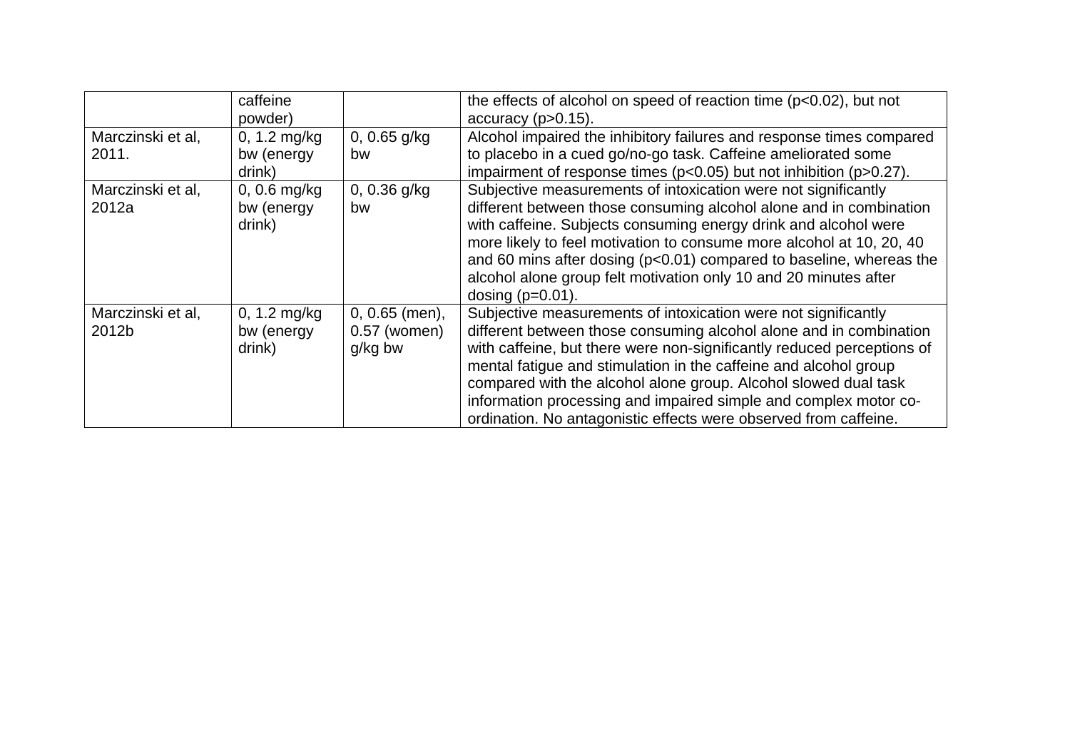| | | | |
|---|---|---|---|
| | caffeine powder) | | the effects of alcohol on speed of reaction time (p<0.02), but not accuracy (p>0.15). |
| Marczinski et al, 2011. | 0, 1.2 mg/kg bw (energy drink) | 0, 0.65 g/kg bw | Alcohol impaired the inhibitory failures and response times compared to placebo in a cued go/no-go task. Caffeine ameliorated some impairment of response times (p<0.05) but not inhibition (p>0.27). |
| Marczinski et al, 2012a | 0, 0.6 mg/kg bw (energy drink) | 0, 0.36 g/kg bw | Subjective measurements of intoxication were not significantly different between those consuming alcohol alone and in combination with caffeine. Subjects consuming energy drink and alcohol were more likely to feel motivation to consume more alcohol at 10, 20, 40 and 60 mins after dosing (p<0.01) compared to baseline, whereas the alcohol alone group felt motivation only 10 and 20 minutes after dosing (p=0.01). |
| Marczinski et al, 2012b | 0, 1.2 mg/kg bw (energy drink) | 0, 0.65 (men), 0.57 (women) g/kg bw | Subjective measurements of intoxication were not significantly different between those consuming alcohol alone and in combination with caffeine, but there were non-significantly reduced perceptions of mental fatigue and stimulation in the caffeine and alcohol group compared with the alcohol alone group. Alcohol slowed dual task information processing and impaired simple and complex motor co-ordination. No antagonistic effects were observed from caffeine. |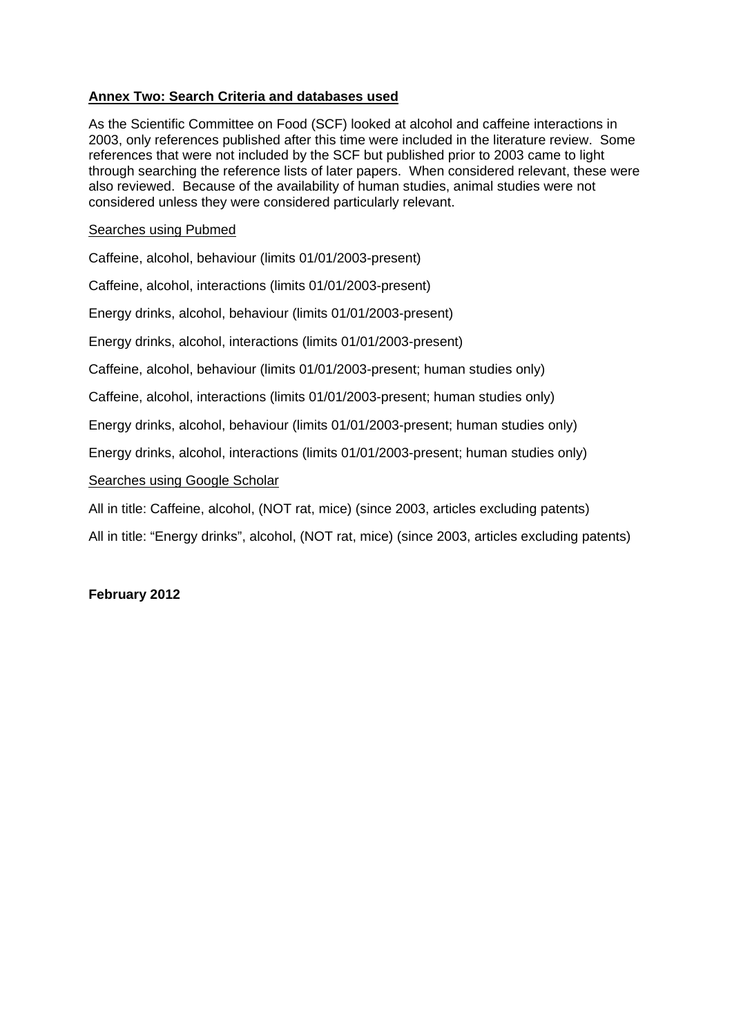## Annex Two: Search Criteria and databases used

As the Scientific Committee on Food (SCF) looked at alcohol and caffeine interactions in 2003, only references published after this time were included in the literature review. Some references that were not included by the SCF but published prior to 2003 came to light through searching the reference lists of later papers. When considered relevant, these were also reviewed. Because of the availability of human studies, animal studies were not considered unless they were considered particularly relevant.

Searches using Pubmed

Caffeine, alcohol, behaviour (limits 01/01/2003-present)

Caffeine, alcohol, interactions (limits 01/01/2003-present)

Energy drinks, alcohol, behaviour (limits 01/01/2003-present)

Energy drinks, alcohol, interactions (limits 01/01/2003-present)

Caffeine, alcohol, behaviour (limits 01/01/2003-present; human studies only)

Caffeine, alcohol, interactions (limits 01/01/2003-present; human studies only)

Energy drinks, alcohol, behaviour (limits 01/01/2003-present; human studies only)

Energy drinks, alcohol, interactions (limits 01/01/2003-present; human studies only)

Searches using Google Scholar

All in title: Caffeine, alcohol, (NOT rat, mice) (since 2003, articles excluding patents)

All in title: “Energy drinks”, alcohol, (NOT rat, mice) (since 2003, articles excluding patents)

**February 2012**